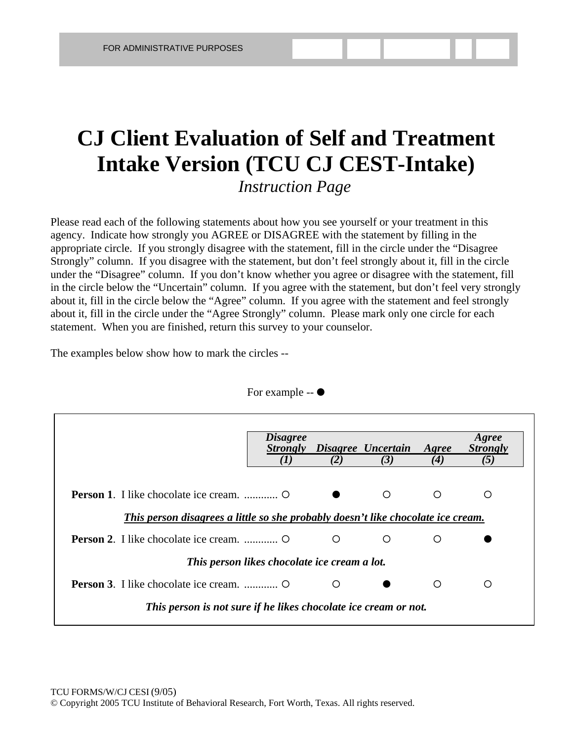FOR ADMINISTRATIVE PURPOSES

# CJ Client Evaluation of Self and Treatment Intake Version (TCU CJ CEST-Intake)

*Instruction Page*

Please read each of the following statements about how you see yourself or your treatment in this agency. Indicate how strongly you AGREE or DISAGREE with the statement by filling in the appropriate circle. If you strongly disagree with the statement, fill in the circle under the "Disagree Strongly" column. If you disagree with the statement, but don't feel strongly about it, fill in the circle under the "Disagree" column. If you don't know whether you agree or disagree with the statement, fill in the circle below the "Uncertain" column. If you agree with the statement, but don't feel very strongly about it, fill in the circle below the "Agree" column. If you agree with the statement and feel strongly about it, fill in the circle under the "Agree Strongly" column. Please mark only one circle for each statement. When you are finished, return this survey to your counselor.

The examples below show how to mark the circles --

For example -- ●

| | *Disagree Strongly (1)* | *Disagree (2)* | *Uncertain (3)* | *Agree (4)* | *Agree Strongly (5)* |
|---|---|---|---|---|---|
| **Person 1**. I like chocolate ice cream. ............ | ○ | ● | ○ | ○ | ○ |
| ***This person disagrees a little so she probably doesn't like chocolate ice cream.*** | | | | | |
| **Person 2**. I like chocolate ice cream. ............ | ○ | ○ | ○ | ○ | ● |
| ***This person likes chocolate ice cream a lot.*** | | | | | |
| **Person 3**. I like chocolate ice cream. ............ | ○ | ○ | ● | ○ | ○ |
| ***This person is not sure if he likes chocolate ice cream or not.*** | | | | | |

TCU FORMS/W/CJ CESI (9/05)
© Copyright 2005 TCU Institute of Behavioral Research, Fort Worth, Texas. All rights reserved.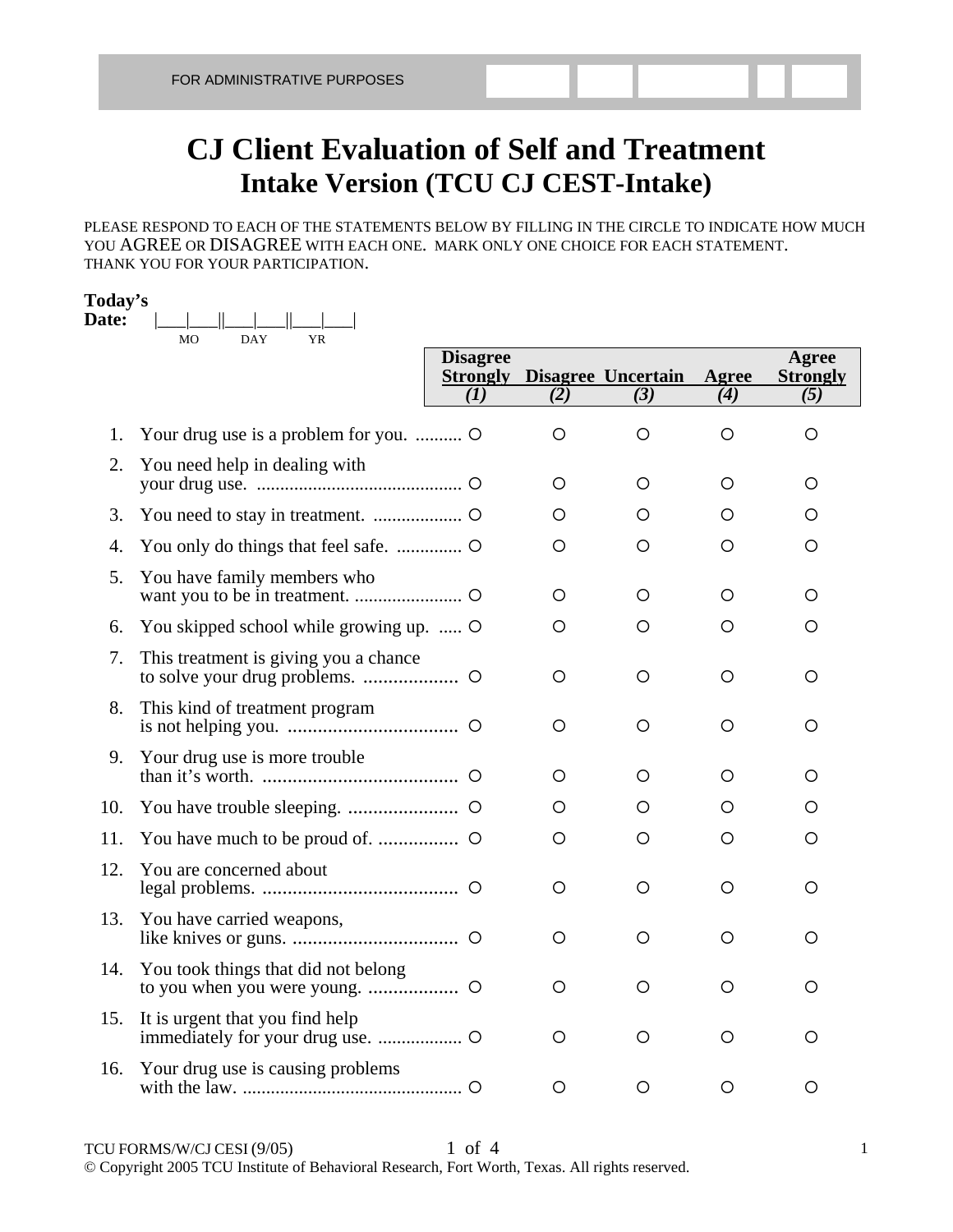FOR ADMINISTRATIVE PURPOSES

# CJ Client Evaluation of Self and Treatment
## Intake Version (TCU CJ CEST-Intake)

PLEASE RESPOND TO EACH OF THE STATEMENTS BELOW BY FILLING IN THE CIRCLE TO INDICATE HOW MUCH YOU AGREE OR DISAGREE WITH EACH ONE. MARK ONLY ONE CHOICE FOR EACH STATEMENT. THANK YOU FOR YOUR PARTICIPATION.

**Today's Date:** |___|___||___|___||___|___|
MO DAY YR

| | Statement | Disagree Strongly (1) | Disagree (2) | Uncertain (3) | Agree (4) | Agree Strongly (5) |
|---|---|---|---|---|---|---|
| 1. | Your drug use is a problem for you. | ○ | ○ | ○ | ○ | ○ |
| 2. | You need help in dealing with your drug use. | ○ | ○ | ○ | ○ | ○ |
| 3. | You need to stay in treatment. | ○ | ○ | ○ | ○ | ○ |
| 4. | You only do things that feel safe. | ○ | ○ | ○ | ○ | ○ |
| 5. | You have family members who want you to be in treatment. | ○ | ○ | ○ | ○ | ○ |
| 6. | You skipped school while growing up. | ○ | ○ | ○ | ○ | ○ |
| 7. | This treatment is giving you a chance to solve your drug problems. | ○ | ○ | ○ | ○ | ○ |
| 8. | This kind of treatment program is not helping you. | ○ | ○ | ○ | ○ | ○ |
| 9. | Your drug use is more trouble than it's worth. | ○ | ○ | ○ | ○ | ○ |
| 10. | You have trouble sleeping. | ○ | ○ | ○ | ○ | ○ |
| 11. | You have much to be proud of. | ○ | ○ | ○ | ○ | ○ |
| 12. | You are concerned about legal problems. | ○ | ○ | ○ | ○ | ○ |
| 13. | You have carried weapons, like knives or guns. | ○ | ○ | ○ | ○ | ○ |
| 14. | You took things that did not belong to you when you were young. | ○ | ○ | ○ | ○ | ○ |
| 15. | It is urgent that you find help immediately for your drug use. | ○ | ○ | ○ | ○ | ○ |
| 16. | Your drug use is causing problems with the law. | ○ | ○ | ○ | ○ | ○ |

TCU FORMS/W/CJ CESI (9/05)
© Copyright 2005 TCU Institute of Behavioral Research, Fort Worth, Texas. All rights reserved.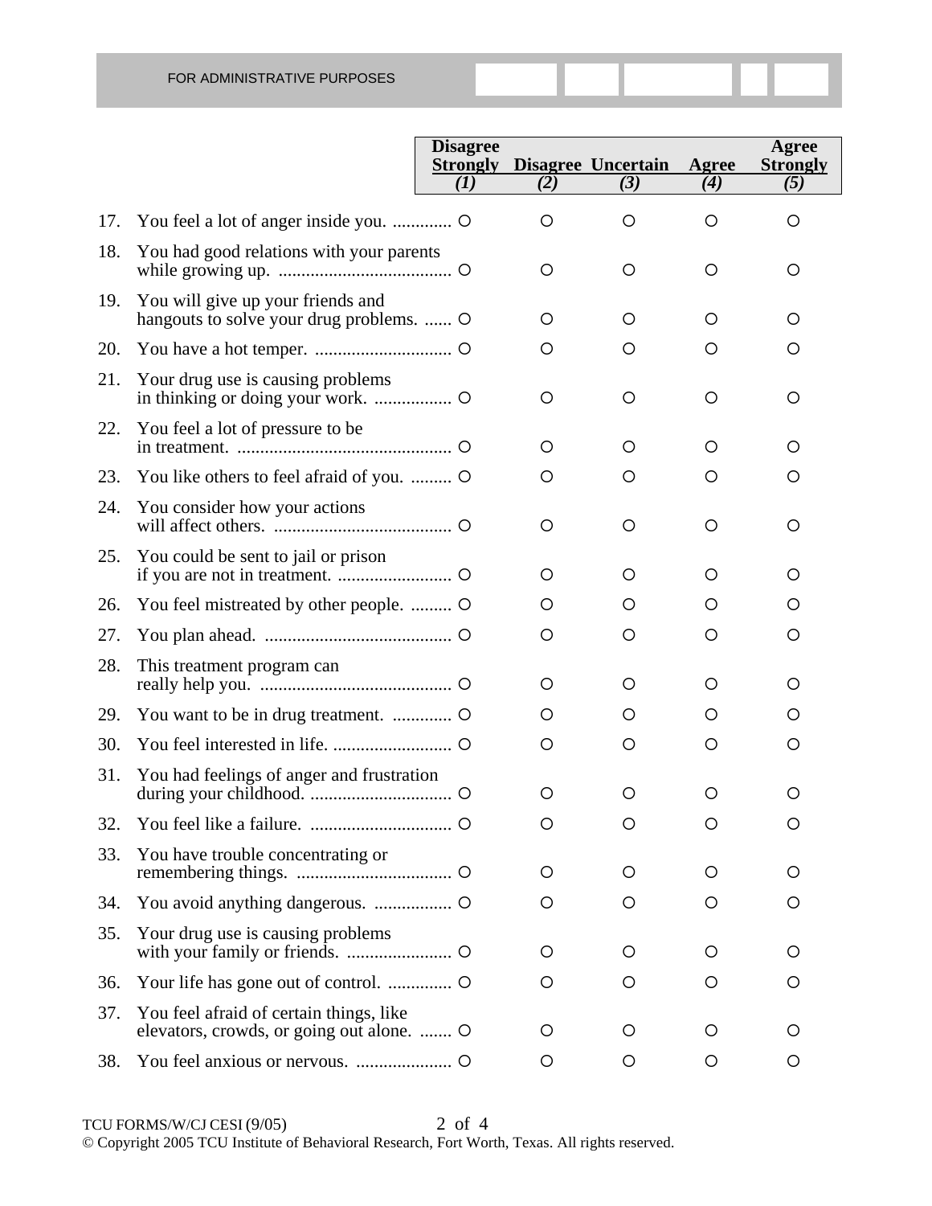FOR ADMINISTRATIVE PURPOSES

| | | Disagree Strongly (1) | Disagree (2) | Uncertain (3) | Agree (4) | Agree Strongly (5) |
|---|---|---|---|---|---|---|
| 17. | You feel a lot of anger inside you. | ○ | ○ | ○ | ○ | ○ |
| 18. | You had good relations with your parents while growing up. | ○ | ○ | ○ | ○ | ○ |
| 19. | You will give up your friends and hangouts to solve your drug problems. | ○ | ○ | ○ | ○ | ○ |
| 20. | You have a hot temper. | ○ | ○ | ○ | ○ | ○ |
| 21. | Your drug use is causing problems in thinking or doing your work. | ○ | ○ | ○ | ○ | ○ |
| 22. | You feel a lot of pressure to be in treatment. | ○ | ○ | ○ | ○ | ○ |
| 23. | You like others to feel afraid of you. | ○ | ○ | ○ | ○ | ○ |
| 24. | You consider how your actions will affect others. | ○ | ○ | ○ | ○ | ○ |
| 25. | You could be sent to jail or prison if you are not in treatment. | ○ | ○ | ○ | ○ | ○ |
| 26. | You feel mistreated by other people. | ○ | ○ | ○ | ○ | ○ |
| 27. | You plan ahead. | ○ | ○ | ○ | ○ | ○ |
| 28. | This treatment program can really help you. | ○ | ○ | ○ | ○ | ○ |
| 29. | You want to be in drug treatment. | ○ | ○ | ○ | ○ | ○ |
| 30. | You feel interested in life. | ○ | ○ | ○ | ○ | ○ |
| 31. | You had feelings of anger and frustration during your childhood. | ○ | ○ | ○ | ○ | ○ |
| 32. | You feel like a failure. | ○ | ○ | ○ | ○ | ○ |
| 33. | You have trouble concentrating or remembering things. | ○ | ○ | ○ | ○ | ○ |
| 34. | You avoid anything dangerous. | ○ | ○ | ○ | ○ | ○ |
| 35. | Your drug use is causing problems with your family or friends. | ○ | ○ | ○ | ○ | ○ |
| 36. | Your life has gone out of control. | ○ | ○ | ○ | ○ | ○ |
| 37. | You feel afraid of certain things, like elevators, crowds, or going out alone. | ○ | ○ | ○ | ○ | ○ |
| 38. | You feel anxious or nervous. | ○ | ○ | ○ | ○ | ○ |

TCU FORMS/W/CJ CESI (9/05)

© Copyright 2005 TCU Institute of Behavioral Research, Fort Worth, Texas. All rights reserved.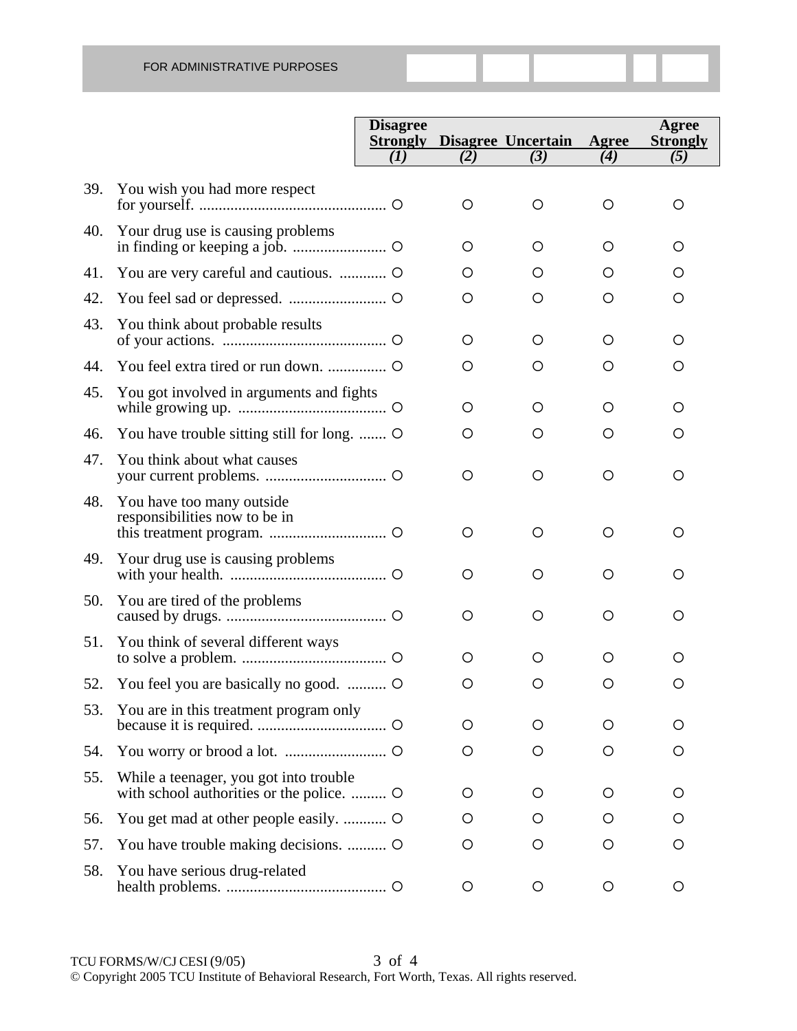FOR ADMINISTRATIVE PURPOSES

| | | Disagree Strongly (1) | Disagree (2) | Uncertain (3) | Agree (4) | Agree Strongly (5) |
|---|---|---|---|---|---|---|
| 39. | You wish you had more respect for yourself. | ○ | ○ | ○ | ○ | ○ |
| 40. | Your drug use is causing problems in finding or keeping a job. | ○ | ○ | ○ | ○ | ○ |
| 41. | You are very careful and cautious. | ○ | ○ | ○ | ○ | ○ |
| 42. | You feel sad or depressed. | ○ | ○ | ○ | ○ | ○ |
| 43. | You think about probable results of your actions. | ○ | ○ | ○ | ○ | ○ |
| 44. | You feel extra tired or run down. | ○ | ○ | ○ | ○ | ○ |
| 45. | You got involved in arguments and fights while growing up. | ○ | ○ | ○ | ○ | ○ |
| 46. | You have trouble sitting still for long. | ○ | ○ | ○ | ○ | ○ |
| 47. | You think about what causes your current problems. | ○ | ○ | ○ | ○ | ○ |
| 48. | You have too many outside responsibilities now to be in this treatment program. | ○ | ○ | ○ | ○ | ○ |
| 49. | Your drug use is causing problems with your health. | ○ | ○ | ○ | ○ | ○ |
| 50. | You are tired of the problems caused by drugs. | ○ | ○ | ○ | ○ | ○ |
| 51. | You think of several different ways to solve a problem. | ○ | ○ | ○ | ○ | ○ |
| 52. | You feel you are basically no good. | ○ | ○ | ○ | ○ | ○ |
| 53. | You are in this treatment program only because it is required. | ○ | ○ | ○ | ○ | ○ |
| 54. | You worry or brood a lot. | ○ | ○ | ○ | ○ | ○ |
| 55. | While a teenager, you got into trouble with school authorities or the police. | ○ | ○ | ○ | ○ | ○ |
| 56. | You get mad at other people easily. | ○ | ○ | ○ | ○ | ○ |
| 57. | You have trouble making decisions. | ○ | ○ | ○ | ○ | ○ |
| 58. | You have serious drug-related health problems. | ○ | ○ | ○ | ○ | ○ |

TCU FORMS/W/CJ CESI (9/05)

© Copyright 2005 TCU Institute of Behavioral Research, Fort Worth, Texas. All rights reserved.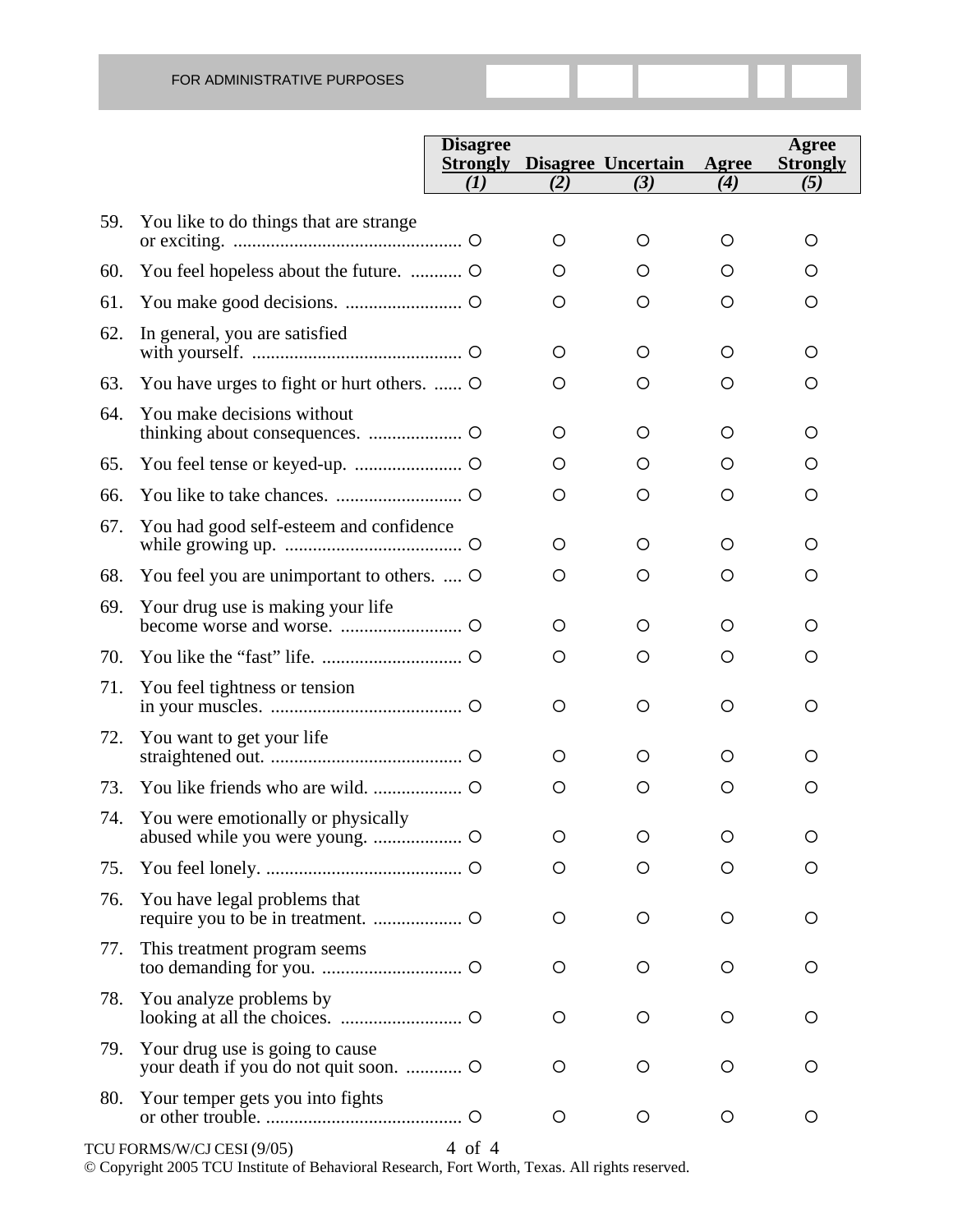FOR ADMINISTRATIVE PURPOSES

| | | Disagree Strongly (1) | Disagree (2) | Uncertain (3) | Agree (4) | Agree Strongly (5) |
|---|---|---|---|---|---|---|
| 59. | You like to do things that are strange or exciting. | O | O | O | O | O |
| 60. | You feel hopeless about the future. | O | O | O | O | O |
| 61. | You make good decisions. | O | O | O | O | O |
| 62. | In general, you are satisfied with yourself. | O | O | O | O | O |
| 63. | You have urges to fight or hurt others. | O | O | O | O | O |
| 64. | You make decisions without thinking about consequences. | O | O | O | O | O |
| 65. | You feel tense or keyed-up. | O | O | O | O | O |
| 66. | You like to take chances. | O | O | O | O | O |
| 67. | You had good self-esteem and confidence while growing up. | O | O | O | O | O |
| 68. | You feel you are unimportant to others. | O | O | O | O | O |
| 69. | Your drug use is making your life become worse and worse. | O | O | O | O | O |
| 70. | You like the "fast" life. | O | O | O | O | O |
| 71. | You feel tightness or tension in your muscles. | O | O | O | O | O |
| 72. | You want to get your life straightened out. | O | O | O | O | O |
| 73. | You like friends who are wild. | O | O | O | O | O |
| 74. | You were emotionally or physically abused while you were young. | O | O | O | O | O |
| 75. | You feel lonely. | O | O | O | O | O |
| 76. | You have legal problems that require you to be in treatment. | O | O | O | O | O |
| 77. | This treatment program seems too demanding for you. | O | O | O | O | O |
| 78. | You analyze problems by looking at all the choices. | O | O | O | O | O |
| 79. | Your drug use is going to cause your death if you do not quit soon. | O | O | O | O | O |
| 80. | Your temper gets you into fights or other trouble. | O | O | O | O | O |

TCU FORMS/W/CJ CESI (9/05)

© Copyright 2005 TCU Institute of Behavioral Research, Fort Worth, Texas. All rights reserved.